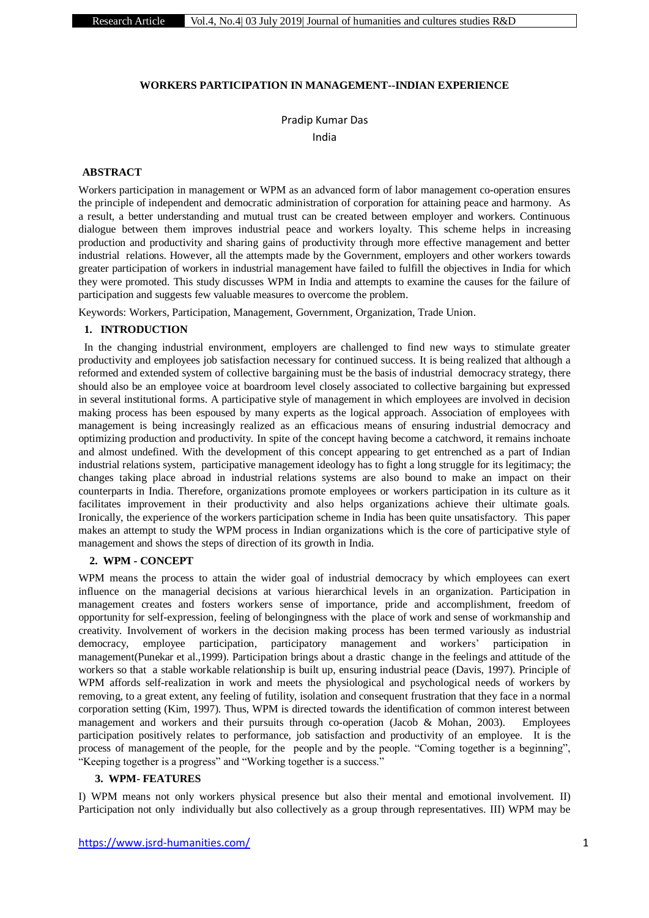# WORKERS PARTICIPATION IN MANAGEMENT--INDIAN EXPERIENCE

Pradip Kumar Das

India

## ABSTRACT

Workers participation in management or WPM as an advanced form of labor management co-operation ensures the principle of independent and democratic administration of corporation for attaining peace and harmony. As a result, a better understanding and mutual trust can be created between employer and workers. Continuous dialogue between them improves industrial peace and workers loyalty. This scheme helps in increasing production and productivity and sharing gains of productivity through more effective management and better industrial relations. However, all the attempts made by the Government, employers and other workers towards greater participation of workers in industrial management have failed to fulfill the objectives in India for which they were promoted. This study discusses WPM in India and attempts to examine the causes for the failure of participation and suggests few valuable measures to overcome the problem.

Keywords: Workers, Participation, Management, Government, Organization, Trade Union.

## 1. INTRODUCTION

In the changing industrial environment, employers are challenged to find new ways to stimulate greater productivity and employees job satisfaction necessary for continued success. It is being realized that although a reformed and extended system of collective bargaining must be the basis of industrial democracy strategy, there should also be an employee voice at boardroom level closely associated to collective bargaining but expressed in several institutional forms. A participative style of management in which employees are involved in decision making process has been espoused by many experts as the logical approach. Association of employees with management is being increasingly realized as an efficacious means of ensuring industrial democracy and optimizing production and productivity. In spite of the concept having become a catchword, it remains inchoate and almost undefined. With the development of this concept appearing to get entrenched as a part of Indian industrial relations system, participative management ideology has to fight a long struggle for its legitimacy; the changes taking place abroad in industrial relations systems are also bound to make an impact on their counterparts in India. Therefore, organizations promote employees or workers participation in its culture as it facilitates improvement in their productivity and also helps organizations achieve their ultimate goals. Ironically, the experience of the workers participation scheme in India has been quite unsatisfactory. This paper makes an attempt to study the WPM process in Indian organizations which is the core of participative style of management and shows the steps of direction of its growth in India.

## 2. WPM - CONCEPT

WPM means the process to attain the wider goal of industrial democracy by which employees can exert influence on the managerial decisions at various hierarchical levels in an organization. Participation in management creates and fosters workers sense of importance, pride and accomplishment, freedom of opportunity for self-expression, feeling of belongingness with the place of work and sense of workmanship and creativity. Involvement of workers in the decision making process has been termed variously as industrial democracy, employee participation, participatory management and workers' participation in management(Punekar et al.,1999). Participation brings about a drastic change in the feelings and attitude of the workers so that a stable workable relationship is built up, ensuring industrial peace (Davis, 1997). Principle of WPM affords self-realization in work and meets the physiological and psychological needs of workers by removing, to a great extent, any feeling of futility, isolation and consequent frustration that they face in a normal corporation setting (Kim, 1997). Thus, WPM is directed towards the identification of common interest between management and workers and their pursuits through co-operation (Jacob & Mohan, 2003). Employees participation positively relates to performance, job satisfaction and productivity of an employee. It is the process of management of the people, for the people and by the people. "Coming together is a beginning", "Keeping together is a progress" and "Working together is a success."

## 3. WPM- FEATURES

I) WPM means not only workers physical presence but also their mental and emotional involvement. II) Participation not only individually but also collectively as a group through representatives. III) WPM may be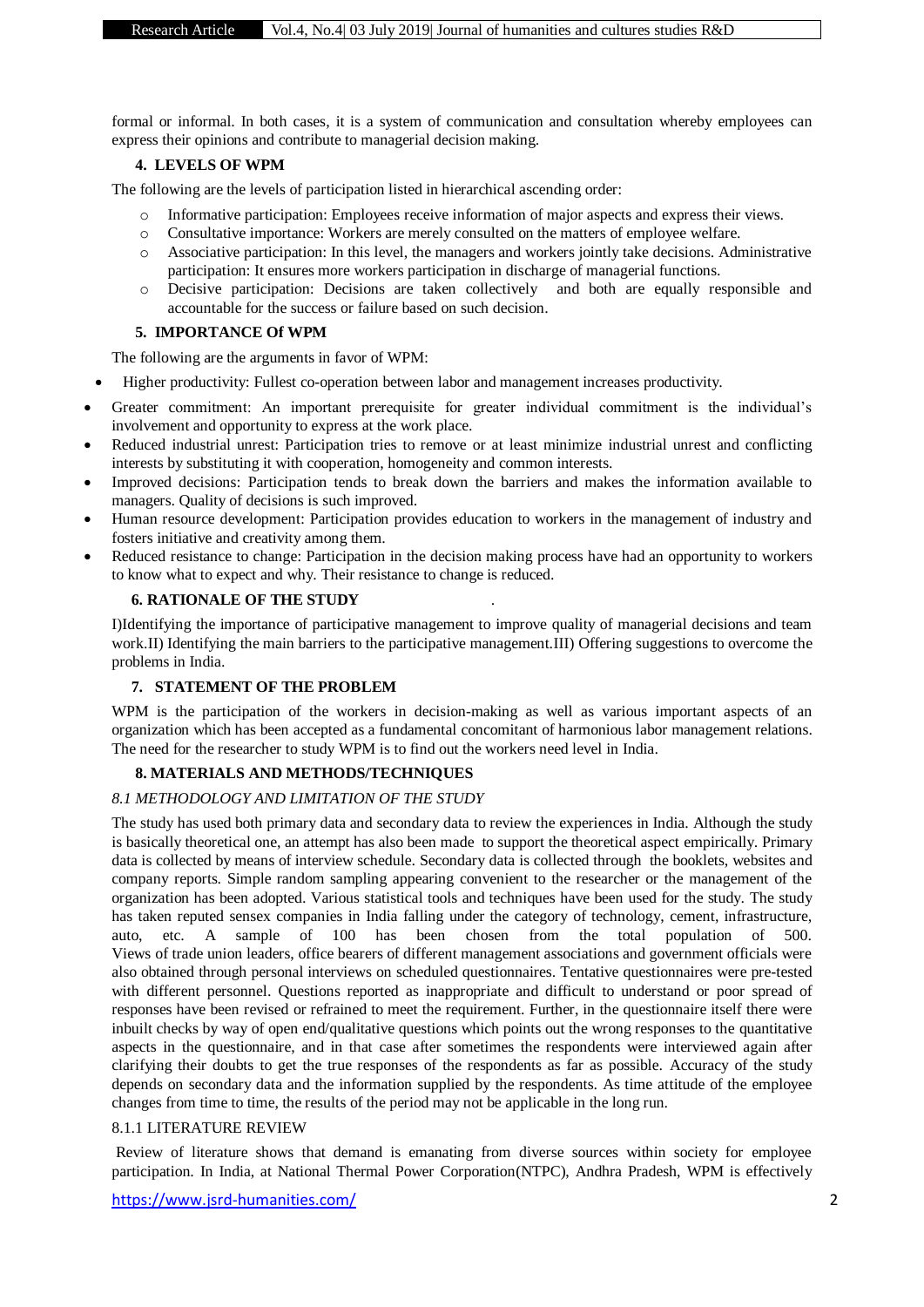formal or informal. In both cases, it is a system of communication and consultation whereby employees can express their opinions and contribute to managerial decision making.

## 4. LEVELS OF WPM

The following are the levels of participation listed in hierarchical ascending order:

- Informative participation: Employees receive information of major aspects and express their views.
- Consultative importance: Workers are merely consulted on the matters of employee welfare.
- Associative participation: In this level, the managers and workers jointly take decisions. Administrative participation: It ensures more workers participation in discharge of managerial functions.
- Decisive participation: Decisions are taken collectively and both are equally responsible and accountable for the success or failure based on such decision.

## 5. IMPORTANCE Of WPM

The following are the arguments in favor of WPM:

- Higher productivity: Fullest co-operation between labor and management increases productivity.
- Greater commitment: An important prerequisite for greater individual commitment is the individual's involvement and opportunity to express at the work place.
- Reduced industrial unrest: Participation tries to remove or at least minimize industrial unrest and conflicting interests by substituting it with cooperation, homogeneity and common interests.
- Improved decisions: Participation tends to break down the barriers and makes the information available to managers. Quality of decisions is such improved.
- Human resource development: Participation provides education to workers in the management of industry and fosters initiative and creativity among them.
- Reduced resistance to change: Participation in the decision making process have had an opportunity to workers to know what to expect and why. Their resistance to change is reduced.

## 6. RATIONALE OF THE STUDY

I)Identifying the importance of participative management to improve quality of managerial decisions and team work.II) Identifying the main barriers to the participative management.III) Offering suggestions to overcome the problems in India.

## 7. STATEMENT OF THE PROBLEM

WPM is the participation of the workers in decision-making as well as various important aspects of an organization which has been accepted as a fundamental concomitant of harmonious labor management relations. The need for the researcher to study WPM is to find out the workers need level in India.

## 8. MATERIALS AND METHODS/TECHNIQUES

### *8.1 METHODOLOGY AND LIMITATION OF THE STUDY*

The study has used both primary data and secondary data to review the experiences in India. Although the study is basically theoretical one, an attempt has also been made to support the theoretical aspect empirically. Primary data is collected by means of interview schedule. Secondary data is collected through the booklets, websites and company reports. Simple random sampling appearing convenient to the researcher or the management of the organization has been adopted. Various statistical tools and techniques have been used for the study. The study has taken reputed sensex companies in India falling under the category of technology, cement, infrastructure, auto, etc. A sample of 100 has been chosen from the total population of 500. Views of trade union leaders, office bearers of different management associations and government officials were also obtained through personal interviews on scheduled questionnaires. Tentative questionnaires were pre-tested with different personnel. Questions reported as inappropriate and difficult to understand or poor spread of responses have been revised or refrained to meet the requirement. Further, in the questionnaire itself there were inbuilt checks by way of open end/qualitative questions which points out the wrong responses to the quantitative aspects in the questionnaire, and in that case after sometimes the respondents were interviewed again after clarifying their doubts to get the true responses of the respondents as far as possible. Accuracy of the study depends on secondary data and the information supplied by the respondents. As time attitude of the employee changes from time to time, the results of the period may not be applicable in the long run.

#### 8.1.1 LITERATURE REVIEW

Review of literature shows that demand is emanating from diverse sources within society for employee participation. In India, at National Thermal Power Corporation(NTPC), Andhra Pradesh, WPM is effectively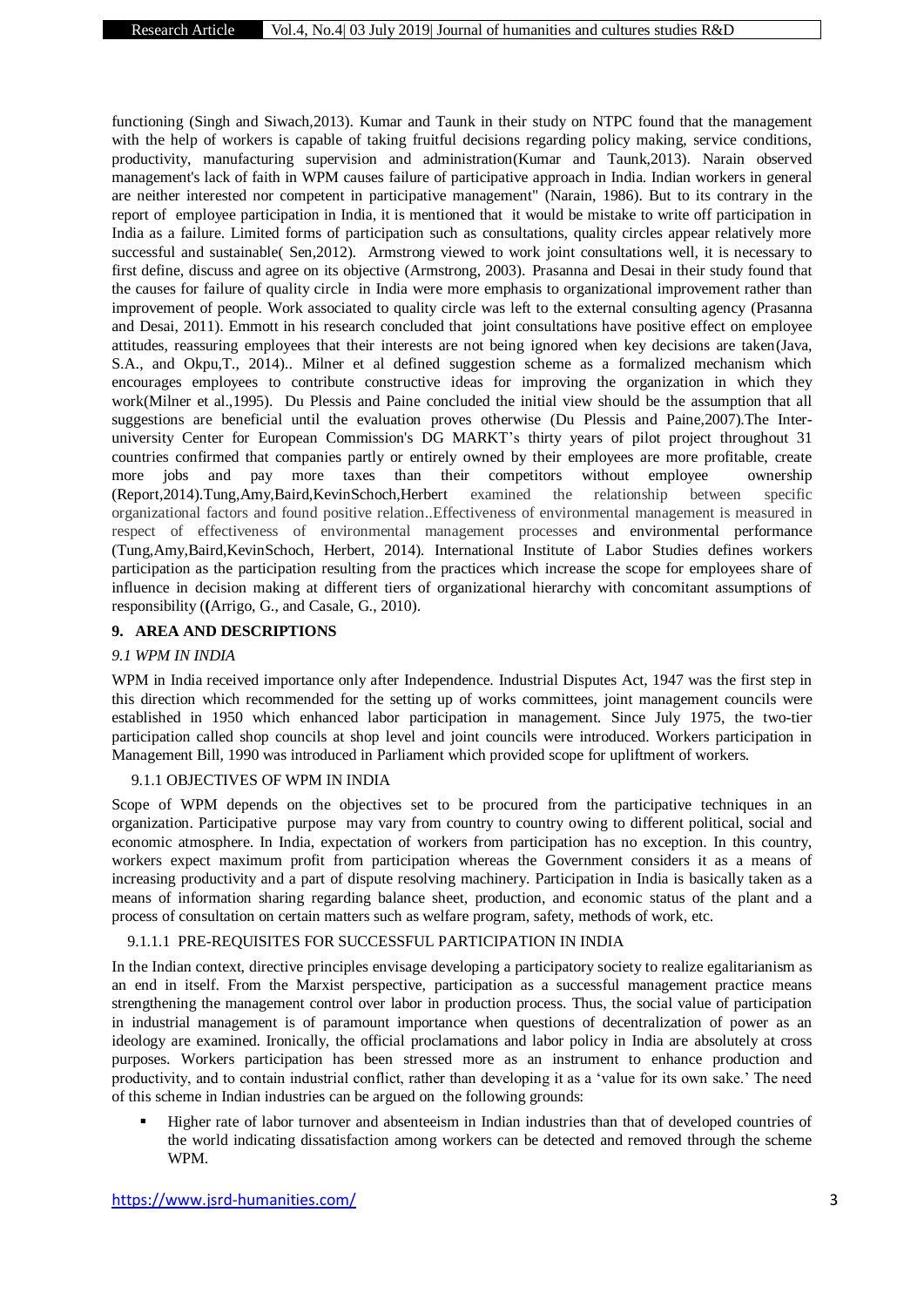functioning (Singh and Siwach,2013). Kumar and Taunk in their study on NTPC found that the management with the help of workers is capable of taking fruitful decisions regarding policy making, service conditions, productivity, manufacturing supervision and administration(Kumar and Taunk,2013). Narain observed management's lack of faith in WPM causes failure of participative approach in India. Indian workers in general are neither interested nor competent in participative management" (Narain, 1986). But to its contrary in the report of employee participation in India, it is mentioned that it would be mistake to write off participation in India as a failure. Limited forms of participation such as consultations, quality circles appear relatively more successful and sustainable( Sen,2012). Armstrong viewed to work joint consultations well, it is necessary to first define, discuss and agree on its objective (Armstrong, 2003). Prasanna and Desai in their study found that the causes for failure of quality circle in India were more emphasis to organizational improvement rather than improvement of people. Work associated to quality circle was left to the external consulting agency (Prasanna and Desai, 2011). Emmott in his research concluded that joint consultations have positive effect on employee attitudes, reassuring employees that their interests are not being ignored when key decisions are taken(Java, S.A., and Okpu,T., 2014).. Milner et al defined suggestion scheme as a formalized mechanism which encourages employees to contribute constructive ideas for improving the organization in which they work(Milner et al.,1995). Du Plessis and Paine concluded the initial view should be the assumption that all suggestions are beneficial until the evaluation proves otherwise (Du Plessis and Paine,2007).The Inter-university Center for European Commission's DG MARKT's thirty years of pilot project throughout 31 countries confirmed that companies partly or entirely owned by their employees are more profitable, create more jobs and pay more taxes than their competitors without employee ownership (Report,2014).Tung,Amy,Baird,KevinSchoch,Herbert examined the relationship between specific organizational factors and found positive relation..Effectiveness of environmental management is measured in respect of effectiveness of environmental management processes and environmental performance (Tung,Amy,Baird,KevinSchoch, Herbert, 2014). International Institute of Labor Studies defines workers participation as the participation resulting from the practices which increase the scope for employees share of influence in decision making at different tiers of organizational hierarchy with concomitant assumptions of responsibility ((Arrigo, G., and Casale, G., 2010).

## 9. AREA AND DESCRIPTIONS

### *9.1 WPM IN INDIA*

WPM in India received importance only after Independence. Industrial Disputes Act, 1947 was the first step in this direction which recommended for the setting up of works committees, joint management councils were established in 1950 which enhanced labor participation in management. Since July 1975, the two-tier participation called shop councils at shop level and joint councils were introduced. Workers participation in Management Bill, 1990 was introduced in Parliament which provided scope for upliftment of workers.

#### 9.1.1 OBJECTIVES OF WPM IN INDIA

Scope of WPM depends on the objectives set to be procured from the participative techniques in an organization. Participative purpose may vary from country to country owing to different political, social and economic atmosphere. In India, expectation of workers from participation has no exception. In this country, workers expect maximum profit from participation whereas the Government considers it as a means of increasing productivity and a part of dispute resolving machinery. Participation in India is basically taken as a means of information sharing regarding balance sheet, production, and economic status of the plant and a process of consultation on certain matters such as welfare program, safety, methods of work, etc.

##### 9.1.1.1 PRE-REQUISITES FOR SUCCESSFUL PARTICIPATION IN INDIA

In the Indian context, directive principles envisage developing a participatory society to realize egalitarianism as an end in itself. From the Marxist perspective, participation as a successful management practice means strengthening the management control over labor in production process. Thus, the social value of participation in industrial management is of paramount importance when questions of decentralization of power as an ideology are examined. Ironically, the official proclamations and labor policy in India are absolutely at cross purposes. Workers participation has been stressed more as an instrument to enhance production and productivity, and to contain industrial conflict, rather than developing it as a 'value for its own sake.' The need of this scheme in Indian industries can be argued on the following grounds:

- Higher rate of labor turnover and absenteeism in Indian industries than that of developed countries of the world indicating dissatisfaction among workers can be detected and removed through the scheme WPM.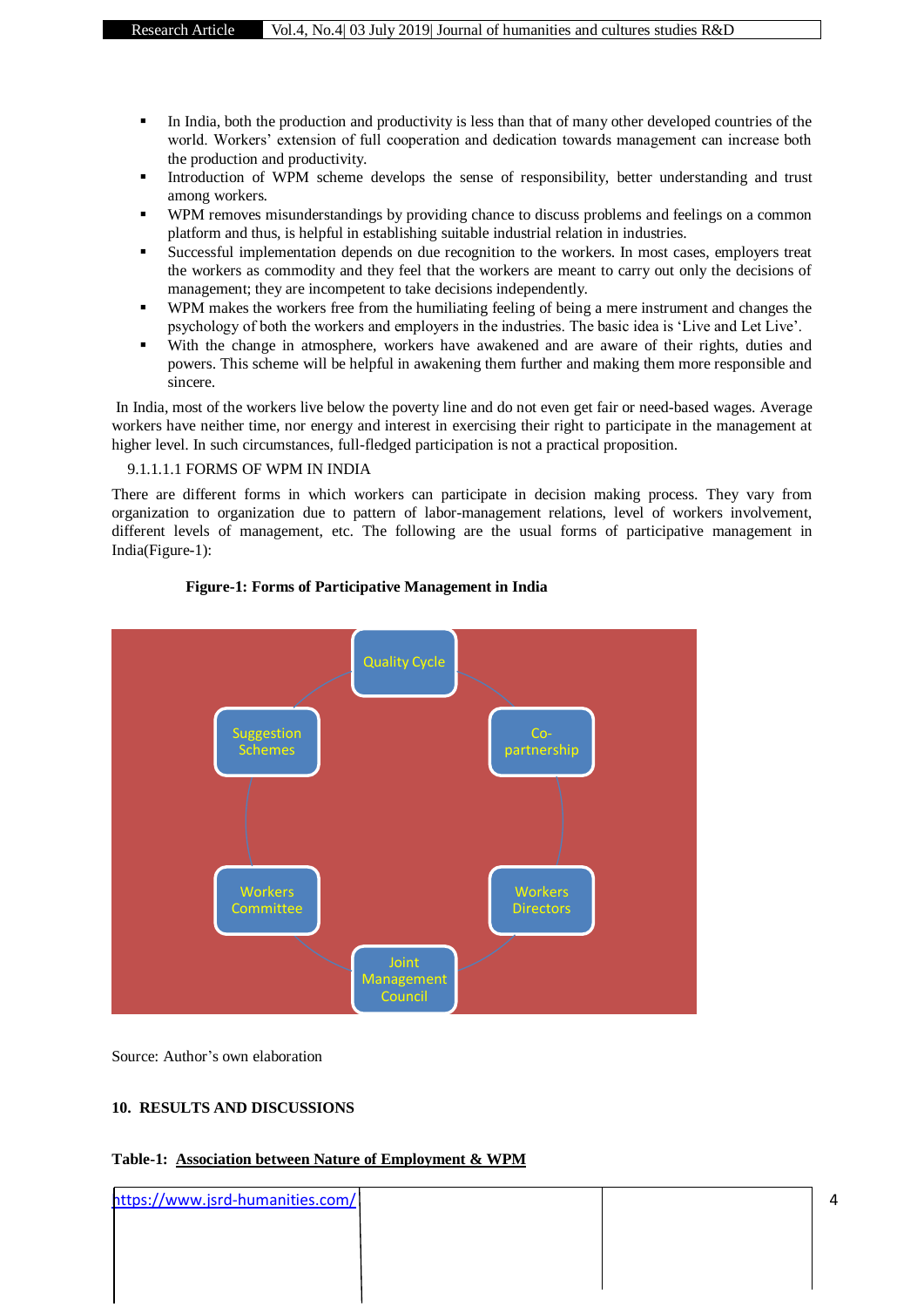- In India, both the production and productivity is less than that of many other developed countries of the world. Workers' extension of full cooperation and dedication towards management can increase both the production and productivity.
- Introduction of WPM scheme develops the sense of responsibility, better understanding and trust among workers.
- WPM removes misunderstandings by providing chance to discuss problems and feelings on a common platform and thus, is helpful in establishing suitable industrial relation in industries.
- Successful implementation depends on due recognition to the workers. In most cases, employers treat the workers as commodity and they feel that the workers are meant to carry out only the decisions of management; they are incompetent to take decisions independently.
- WPM makes the workers free from the humiliating feeling of being a mere instrument and changes the psychology of both the workers and employers in the industries. The basic idea is 'Live and Let Live'.
- With the change in atmosphere, workers have awakened and are aware of their rights, duties and powers. This scheme will be helpful in awakening them further and making them more responsible and sincere.

In India, most of the workers live below the poverty line and do not even get fair or need-based wages. Average workers have neither time, nor energy and interest in exercising their right to participate in the management at higher level. In such circumstances, full-fledged participation is not a practical proposition.

9.1.1.1.1 FORMS OF WPM IN INDIA

There are different forms in which workers can participate in decision making process. They vary from organization to organization due to pattern of labor-management relations, level of workers involvement, different levels of management, etc. The following are the usual forms of participative management in India(Figure-1):

**Figure-1: Forms of Participative Management in India**

Quality Cycle; Co-partnership; Workers Directors; Joint Management Council; Workers Committee; Suggestion Schemes

Source: Author's own elaboration

## 10. RESULTS AND DISCUSSIONS

**Table-1: Association between Nature of Employment & WPM**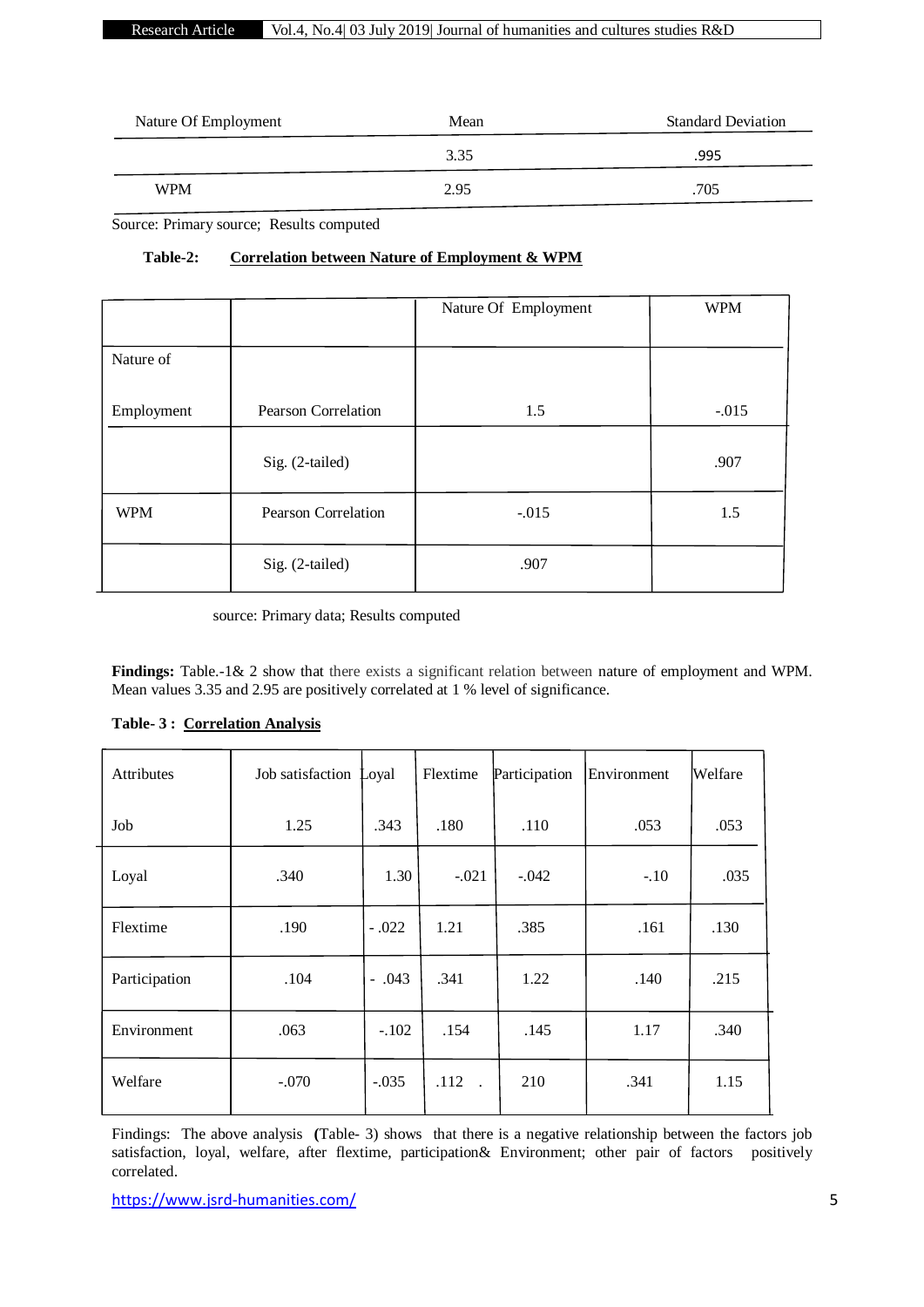| Nature Of Employment | Mean | Standard Deviation |
|---|---|---|
| | 3.35 | .995 |
| WPM | 2.95 | .705 |

Source: Primary source; Results computed

**Table-2:** **Correlation between Nature of Employment & WPM**

| | | Nature Of Employment | WPM |
|---|---|---|---|
| Nature of Employment | Pearson Correlation | 1.5 | -.015 |
| | Sig. (2-tailed) | | .907 |
| WPM | Pearson Correlation | -.015 | 1.5 |
| | Sig. (2-tailed) | .907 | |

source: Primary data; Results computed

**Findings:** Table.-1& 2 show that there exists a significant relation between nature of employment and WPM. Mean values 3.35 and 2.95 are positively correlated at 1 % level of significance.

**Table- 3 :** **Correlation Analysis**

| Attributes | Job satisfaction | Loyal | Flextime | Participation | Environment | Welfare |
|---|---|---|---|---|---|---|
| Job | 1.25 | .343 | .180 | .110 | .053 | .053 |
| Loyal | .340 | 1.30 | -.021 | -.042 | -.10 | .035 |
| Flextime | .190 | - .022 | 1.21 | .385 | .161 | .130 |
| Participation | .104 | - .043 | .341 | 1.22 | .140 | .215 |
| Environment | .063 | -.102 | .154 | .145 | 1.17 | .340 |
| Welfare | -.070 | -.035 | .112 . | 210 | .341 | 1.15 |

Findings: The above analysis (Table- 3) shows that there is a negative relationship between the factors job satisfaction, loyal, welfare, after flextime, participation& Environment; other pair of factors positively correlated.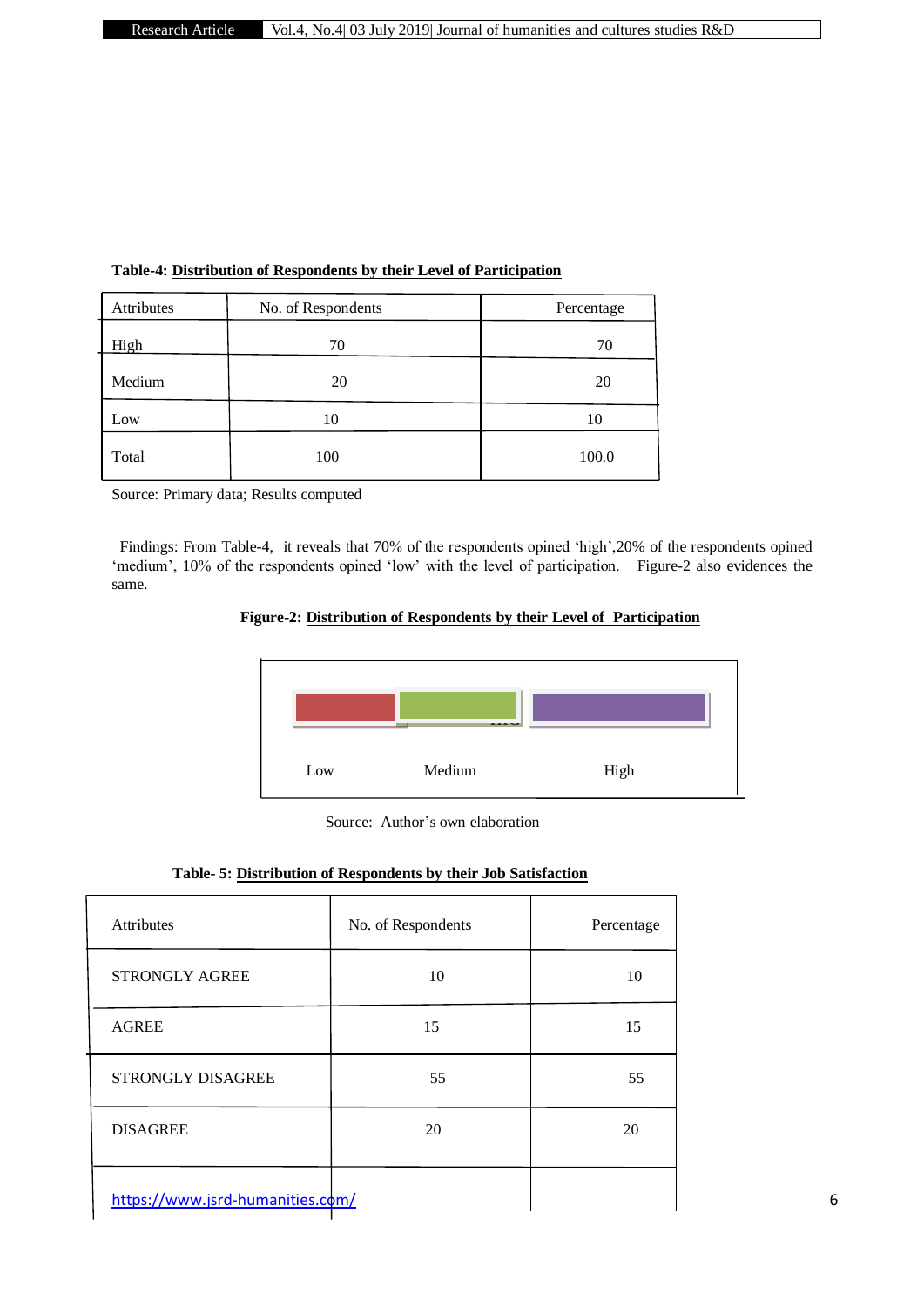**Table-4: Distribution of Respondents by their Level of Participation**

| Attributes | No. of Respondents | Percentage |
|---|---|---|
| High | 70 | 70 |
| Medium | 20 | 20 |
| Low | 10 | 10 |
| Total | 100 | 100.0 |

Source: Primary data; Results computed

Findings: From Table-4, it reveals that 70% of the respondents opined 'high',20% of the respondents opined 'medium', 10% of the respondents opined 'low' with the level of participation. Figure-2 also evidences the same.

**Figure-2: Distribution of Respondents by their Level of Participation**

Low Medium High

Source: Author's own elaboration

**Table- 5: Distribution of Respondents by their Job Satisfaction**

| Attributes | No. of Respondents | Percentage |
|---|---|---|
| STRONGLY AGREE | 10 | 10 |
| AGREE | 15 | 15 |
| STRONGLY DISAGREE | 55 | 55 |
| DISAGREE | 20 | 20 |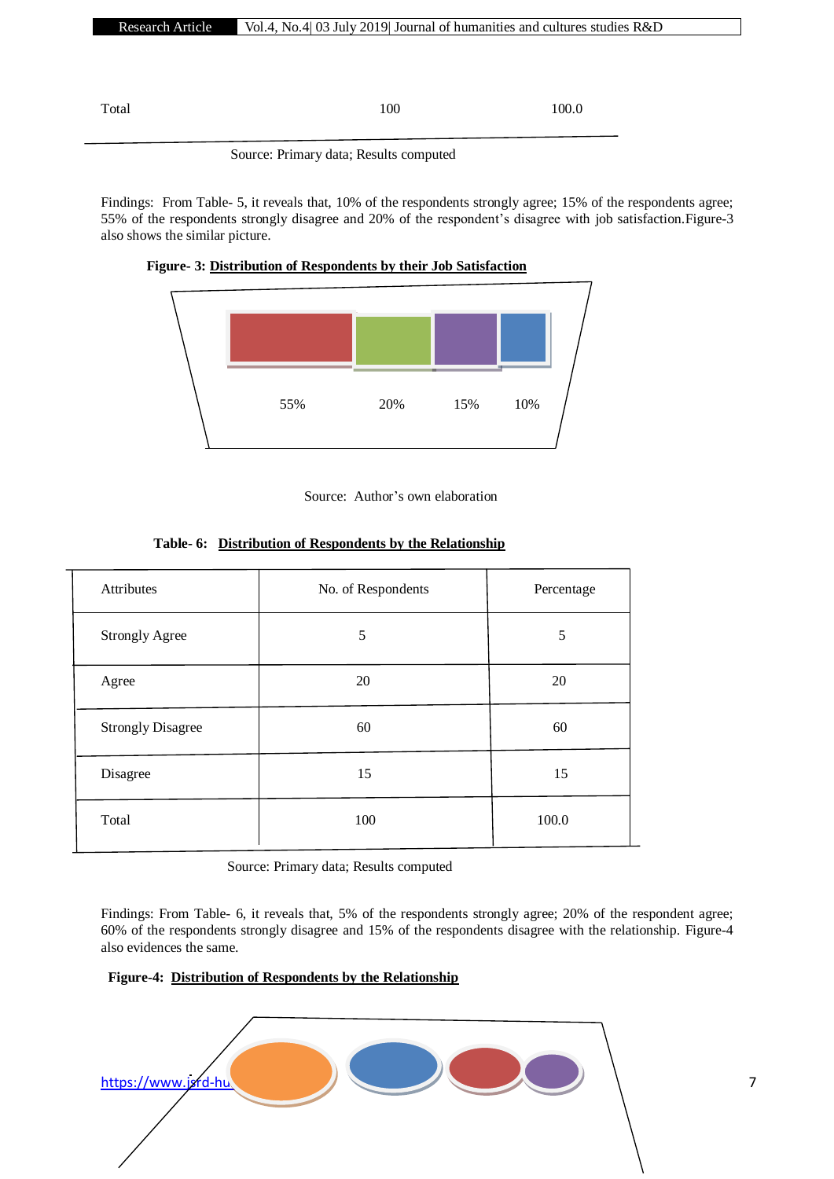| Total | 100 | 100.0 |
|---|---|---|

Source: Primary data; Results computed

Findings: From Table- 5, it reveals that, 10% of the respondents strongly agree; 15% of the respondents agree; 55% of the respondents strongly disagree and 20% of the respondent's disagree with job satisfaction.Figure-3 also shows the similar picture.

**Figure- 3: Distribution of Respondents by their Job Satisfaction**

55% 20% 15% 10%

Source: Author's own elaboration

**Table- 6: Distribution of Respondents by the Relationship**

| Attributes | No. of Respondents | Percentage |
|---|---|---|
| Strongly Agree | 5 | 5 |
| Agree | 20 | 20 |
| Strongly Disagree | 60 | 60 |
| Disagree | 15 | 15 |
| Total | 100 | 100.0 |

Source: Primary data; Results computed

Findings: From Table- 6, it reveals that, 5% of the respondents strongly agree; 20% of the respondent agree; 60% of the respondents strongly disagree and 15% of the respondents disagree with the relationship. Figure-4 also evidences the same.

**Figure-4: Distribution of Respondents by the Relationship**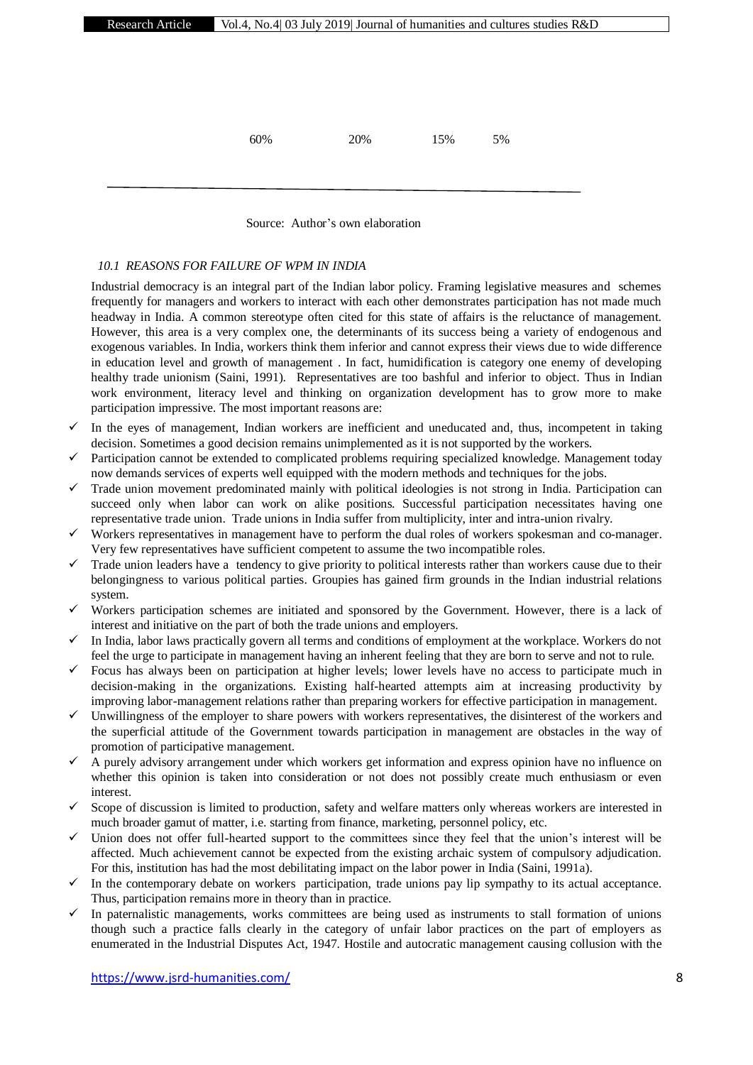| 60% | 20% | 15% | 5% |
|---|---|---|---|

Source: Author's own elaboration

*10.1 REASONS FOR FAILURE OF WPM IN INDIA*

Industrial democracy is an integral part of the Indian labor policy. Framing legislative measures and schemes frequently for managers and workers to interact with each other demonstrates participation has not made much headway in India. A common stereotype often cited for this state of affairs is the reluctance of management. However, this area is a very complex one, the determinants of its success being a variety of endogenous and exogenous variables. In India, workers think them inferior and cannot express their views due to wide difference in education level and growth of management . In fact, humidification is category one enemy of developing healthy trade unionism (Saini, 1991). Representatives are too bashful and inferior to object. Thus in Indian work environment, literacy level and thinking on organization development has to grow more to make participation impressive. The most important reasons are:

- ✓ In the eyes of management, Indian workers are inefficient and uneducated and, thus, incompetent in taking decision. Sometimes a good decision remains unimplemented as it is not supported by the workers.
- ✓ Participation cannot be extended to complicated problems requiring specialized knowledge. Management today now demands services of experts well equipped with the modern methods and techniques for the jobs.
- ✓ Trade union movement predominated mainly with political ideologies is not strong in India. Participation can succeed only when labor can work on alike positions. Successful participation necessitates having one representative trade union. Trade unions in India suffer from multiplicity, inter and intra-union rivalry.
- ✓ Workers representatives in management have to perform the dual roles of workers spokesman and co-manager. Very few representatives have sufficient competent to assume the two incompatible roles.
- ✓ Trade union leaders have a tendency to give priority to political interests rather than workers cause due to their belongingness to various political parties. Groupies has gained firm grounds in the Indian industrial relations system.
- ✓ Workers participation schemes are initiated and sponsored by the Government. However, there is a lack of interest and initiative on the part of both the trade unions and employers.
- ✓ In India, labor laws practically govern all terms and conditions of employment at the workplace. Workers do not feel the urge to participate in management having an inherent feeling that they are born to serve and not to rule.
- ✓ Focus has always been on participation at higher levels; lower levels have no access to participate much in decision-making in the organizations. Existing half-hearted attempts aim at increasing productivity by improving labor-management relations rather than preparing workers for effective participation in management.
- ✓ Unwillingness of the employer to share powers with workers representatives, the disinterest of the workers and the superficial attitude of the Government towards participation in management are obstacles in the way of promotion of participative management.
- ✓ A purely advisory arrangement under which workers get information and express opinion have no influence on whether this opinion is taken into consideration or not does not possibly create much enthusiasm or even interest.
- ✓ Scope of discussion is limited to production, safety and welfare matters only whereas workers are interested in much broader gamut of matter, i.e. starting from finance, marketing, personnel policy, etc.
- ✓ Union does not offer full-hearted support to the committees since they feel that the union's interest will be affected. Much achievement cannot be expected from the existing archaic system of compulsory adjudication. For this, institution has had the most debilitating impact on the labor power in India (Saini, 1991a).
- ✓ In the contemporary debate on workers participation, trade unions pay lip sympathy to its actual acceptance. Thus, participation remains more in theory than in practice.
- ✓ In paternalistic managements, works committees are being used as instruments to stall formation of unions though such a practice falls clearly in the category of unfair labor practices on the part of employers as enumerated in the Industrial Disputes Act, 1947. Hostile and autocratic management causing collusion with the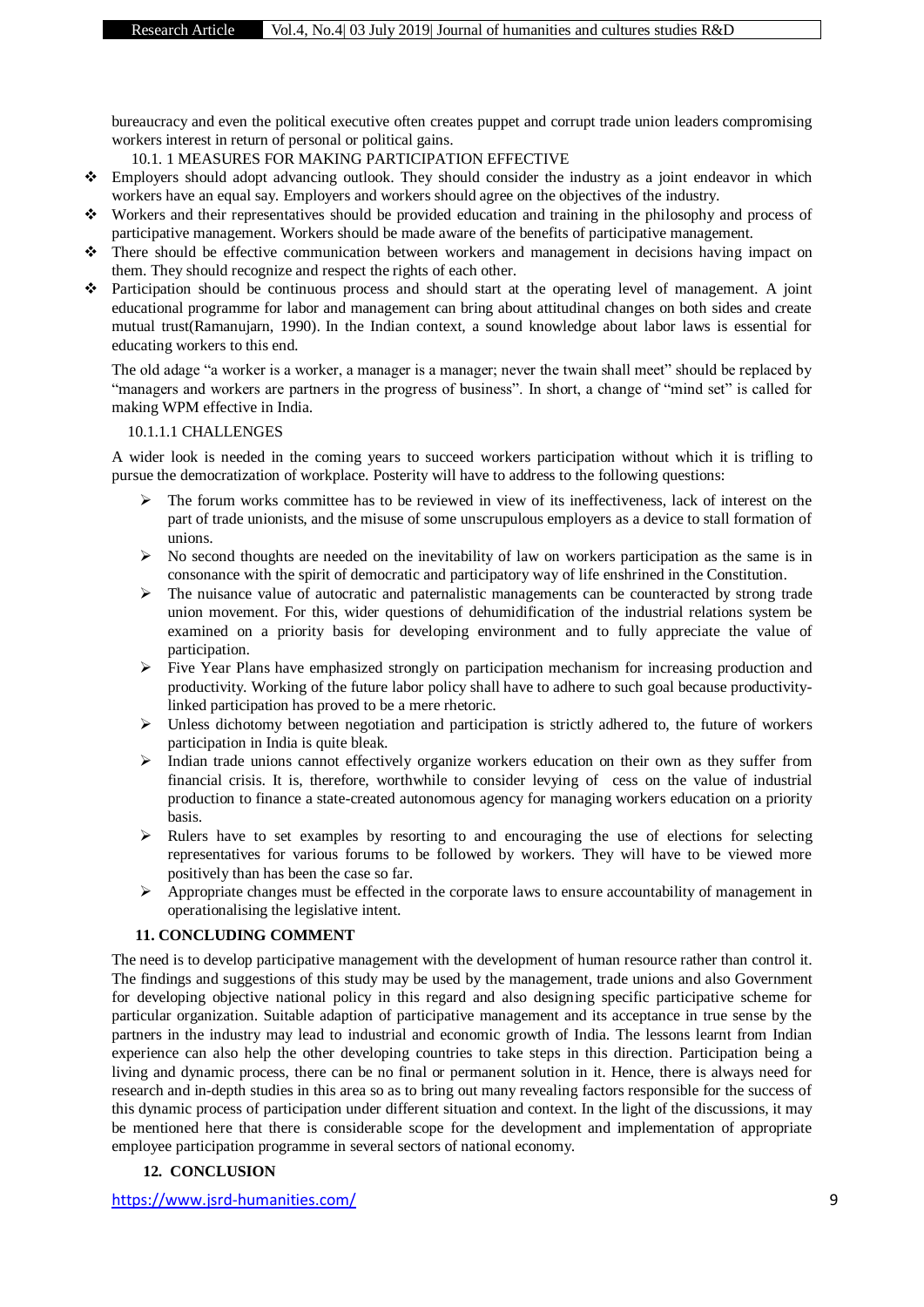bureaucracy and even the political executive often creates puppet and corrupt trade union leaders compromising workers interest in return of personal or political gains.

### 10.1. 1 MEASURES FOR MAKING PARTICIPATION EFFECTIVE

- Employers should adopt advancing outlook. They should consider the industry as a joint endeavor in which workers have an equal say. Employers and workers should agree on the objectives of the industry.
- Workers and their representatives should be provided education and training in the philosophy and process of participative management. Workers should be made aware of the benefits of participative management.
- There should be effective communication between workers and management in decisions having impact on them. They should recognize and respect the rights of each other.
- Participation should be continuous process and should start at the operating level of management. A joint educational programme for labor and management can bring about attitudinal changes on both sides and create mutual trust(Ramanujarn, 1990). In the Indian context, a sound knowledge about labor laws is essential for educating workers to this end.

The old adage "a worker is a worker, a manager is a manager; never the twain shall meet" should be replaced by "managers and workers are partners in the progress of business". In short, a change of "mind set" is called for making WPM effective in India.

#### 10.1.1.1 CHALLENGES

A wider look is needed in the coming years to succeed workers participation without which it is trifling to pursue the democratization of workplace. Posterity will have to address to the following questions:

- The forum works committee has to be reviewed in view of its ineffectiveness, lack of interest on the part of trade unionists, and the misuse of some unscrupulous employers as a device to stall formation of unions.
- No second thoughts are needed on the inevitability of law on workers participation as the same is in consonance with the spirit of democratic and participatory way of life enshrined in the Constitution.
- The nuisance value of autocratic and paternalistic managements can be counteracted by strong trade union movement. For this, wider questions of dehumidification of the industrial relations system be examined on a priority basis for developing environment and to fully appreciate the value of participation.
- Five Year Plans have emphasized strongly on participation mechanism for increasing production and productivity. Working of the future labor policy shall have to adhere to such goal because productivity-linked participation has proved to be a mere rhetoric.
- Unless dichotomy between negotiation and participation is strictly adhered to, the future of workers participation in India is quite bleak.
- Indian trade unions cannot effectively organize workers education on their own as they suffer from financial crisis. It is, therefore, worthwhile to consider levying of cess on the value of industrial production to finance a state-created autonomous agency for managing workers education on a priority basis.
- Rulers have to set examples by resorting to and encouraging the use of elections for selecting representatives for various forums to be followed by workers. They will have to be viewed more positively than has been the case so far.
- Appropriate changes must be effected in the corporate laws to ensure accountability of management in operationalising the legislative intent.

## 11. CONCLUDING COMMENT

The need is to develop participative management with the development of human resource rather than control it. The findings and suggestions of this study may be used by the management, trade unions and also Government for developing objective national policy in this regard and also designing specific participative scheme for particular organization. Suitable adaption of participative management and its acceptance in true sense by the partners in the industry may lead to industrial and economic growth of India. The lessons learnt from Indian experience can also help the other developing countries to take steps in this direction. Participation being a living and dynamic process, there can be no final or permanent solution in it. Hence, there is always need for research and in-depth studies in this area so as to bring out many revealing factors responsible for the success of this dynamic process of participation under different situation and context. In the light of the discussions, it may be mentioned here that there is considerable scope for the development and implementation of appropriate employee participation programme in several sectors of national economy.

## 12. CONCLUSION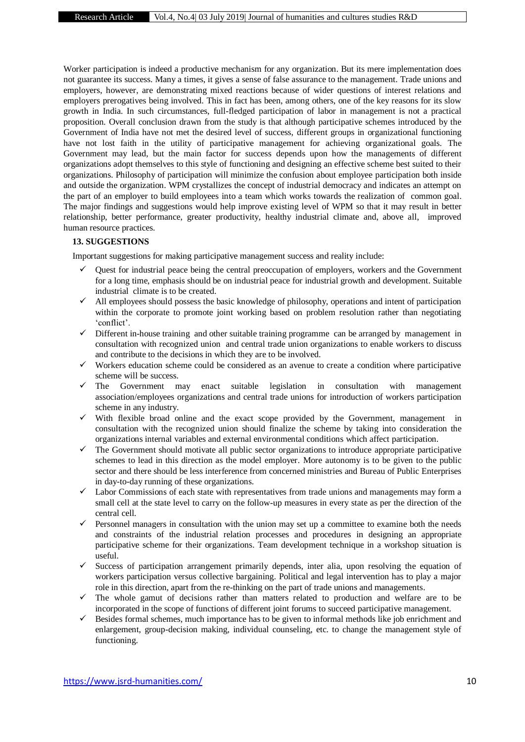Worker participation is indeed a productive mechanism for any organization. But its mere implementation does not guarantee its success. Many a times, it gives a sense of false assurance to the management. Trade unions and employers, however, are demonstrating mixed reactions because of wider questions of interest relations and employers prerogatives being involved. This in fact has been, among others, one of the key reasons for its slow growth in India. In such circumstances, full-fledged participation of labor in management is not a practical proposition. Overall conclusion drawn from the study is that although participative schemes introduced by the Government of India have not met the desired level of success, different groups in organizational functioning have not lost faith in the utility of participative management for achieving organizational goals. The Government may lead, but the main factor for success depends upon how the managements of different organizations adopt themselves to this style of functioning and designing an effective scheme best suited to their organizations. Philosophy of participation will minimize the confusion about employee participation both inside and outside the organization. WPM crystallizes the concept of industrial democracy and indicates an attempt on the part of an employer to build employees into a team which works towards the realization of common goal. The major findings and suggestions would help improve existing level of WPM so that it may result in better relationship, better performance, greater productivity, healthy industrial climate and, above all, improved human resource practices.

## 13. SUGGESTIONS

Important suggestions for making participative management success and reality include:

- ✓ Quest for industrial peace being the central preoccupation of employers, workers and the Government for a long time, emphasis should be on industrial peace for industrial growth and development. Suitable industrial climate is to be created.
- ✓ All employees should possess the basic knowledge of philosophy, operations and intent of participation within the corporate to promote joint working based on problem resolution rather than negotiating 'conflict'.
- ✓ Different in-house training and other suitable training programme can be arranged by management in consultation with recognized union and central trade union organizations to enable workers to discuss and contribute to the decisions in which they are to be involved.
- ✓ Workers education scheme could be considered as an avenue to create a condition where participative scheme will be success.
- ✓ The Government may enact suitable legislation in consultation with management association/employees organizations and central trade unions for introduction of workers participation scheme in any industry.
- ✓ With flexible broad online and the exact scope provided by the Government, management in consultation with the recognized union should finalize the scheme by taking into consideration the organizations internal variables and external environmental conditions which affect participation.
- ✓ The Government should motivate all public sector organizations to introduce appropriate participative schemes to lead in this direction as the model employer. More autonomy is to be given to the public sector and there should be less interference from concerned ministries and Bureau of Public Enterprises in day-to-day running of these organizations.
- ✓ Labor Commissions of each state with representatives from trade unions and managements may form a small cell at the state level to carry on the follow-up measures in every state as per the direction of the central cell.
- ✓ Personnel managers in consultation with the union may set up a committee to examine both the needs and constraints of the industrial relation processes and procedures in designing an appropriate participative scheme for their organizations. Team development technique in a workshop situation is useful.
- ✓ Success of participation arrangement primarily depends, inter alia, upon resolving the equation of workers participation versus collective bargaining. Political and legal intervention has to play a major role in this direction, apart from the re-thinking on the part of trade unions and managements.
- ✓ The whole gamut of decisions rather than matters related to production and welfare are to be incorporated in the scope of functions of different joint forums to succeed participative management.
- ✓ Besides formal schemes, much importance has to be given to informal methods like job enrichment and enlargement, group-decision making, individual counseling, etc. to change the management style of functioning.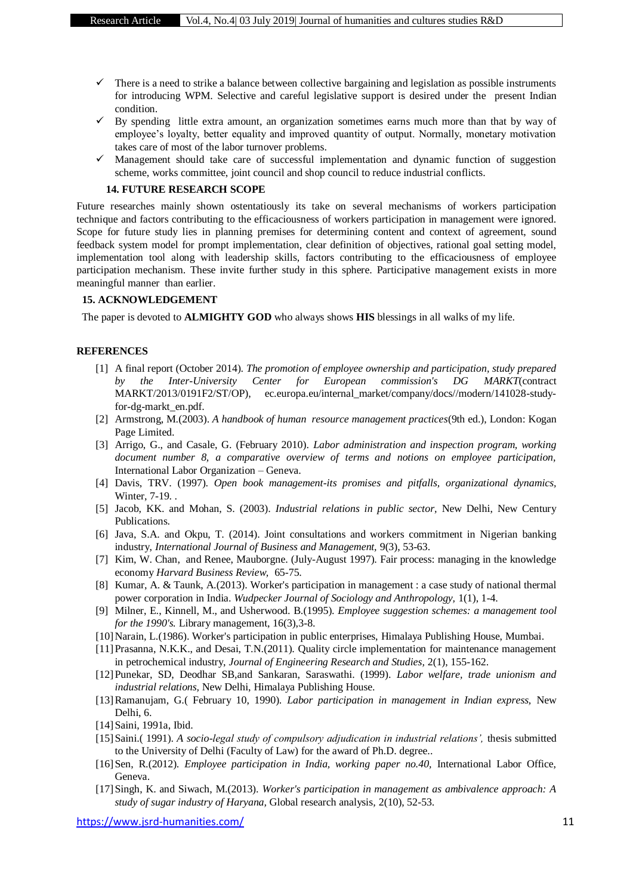- ✓ There is a need to strike a balance between collective bargaining and legislation as possible instruments for introducing WPM. Selective and careful legislative support is desired under the present Indian condition.
- ✓ By spending little extra amount, an organization sometimes earns much more than that by way of employee's loyalty, better equality and improved quantity of output. Normally, monetary motivation takes care of most of the labor turnover problems.
- ✓ Management should take care of successful implementation and dynamic function of suggestion scheme, works committee, joint council and shop council to reduce industrial conflicts.

## 14. FUTURE RESEARCH SCOPE

Future researches mainly shown ostentatiously its take on several mechanisms of workers participation technique and factors contributing to the efficaciousness of workers participation in management were ignored. Scope for future study lies in planning premises for determining content and context of agreement, sound feedback system model for prompt implementation, clear definition of objectives, rational goal setting model, implementation tool along with leadership skills, factors contributing to the efficaciousness of employee participation mechanism. These invite further study in this sphere. Participative management exists in more meaningful manner than earlier.

## 15. ACKNOWLEDGEMENT

The paper is devoted to **ALMIGHTY GOD** who always shows **HIS** blessings in all walks of my life.

## REFERENCES

[1] A final report (October 2014). *The promotion of employee ownership and participation, study prepared by the Inter-University Center for European commission's DG MARKT*(contract MARKT/2013/0191F2/ST/OP), ec.europa.eu/internal_market/company/docs//modern/141028-study-for-dg-markt_en.pdf.

[2] Armstrong, M.(2003). *A handbook of human resource management practices*(9th ed.), London: Kogan Page Limited.

[3] Arrigo, G., and Casale, G. (February 2010). *Labor administration and inspection program, working document number 8, a comparative overview of terms and notions on employee participation*, International Labor Organization – Geneva.

[4] Davis, TRV. (1997). *Open book management-its promises and pitfalls, organizational dynamics,* Winter, 7-19. .

[5] Jacob, KK. and Mohan, S. (2003). *Industrial relations in public sector,* New Delhi, New Century Publications.

[6] Java, S.A. and Okpu, T. (2014). Joint consultations and workers commitment in Nigerian banking industry, *International Journal of Business and Management*, 9(3), 53-63.

[7] Kim, W. Chan, and Renee, Mauborgne. (July-August 1997). Fair process: managing in the knowledge economy *Harvard Business Review,* 65-75.

[8] Kumar, A. & Taunk, A.(2013). Worker's participation in management : a case study of national thermal power corporation in India. *Wudpecker Journal of Sociology and Anthropology,* 1(1), 1-4.

[9] Milner, E., Kinnell, M., and Usherwood. B.(1995). *Employee suggestion schemes: a management tool for the 1990's.* Library management, 16(3),3-8.

[10] Narain, L.(1986). Worker's participation in public enterprises, Himalaya Publishing House, Mumbai.

[11] Prasanna, N.K.K., and Desai, T.N.(2011). Quality circle implementation for maintenance management in petrochemical industry, *Journal of Engineering Research and Studies,* 2(1), 155-162.

[12] Punekar, SD, Deodhar SB,and Sankaran, Saraswathi. (1999). *Labor welfare, trade unionism and industrial relations,* New Delhi, Himalaya Publishing House.

[13] Ramanujam, G.( February 10, 1990). *Labor participation in management in Indian express,* New Delhi, 6.

[14] Saini, 1991a, Ibid.

[15] Saini.( 1991). *A socio-legal study of compulsory adjudication in industrial relations',* thesis submitted to the University of Delhi (Faculty of Law) for the award of Ph.D. degree..

[16] Sen, R.(2012). *Employee participation in India, working paper no.40,* International Labor Office, Geneva.

[17] Singh, K. and Siwach, M.(2013). *Worker's participation in management as ambivalence approach: A study of sugar industry of Haryana,* Global research analysis, 2(10), 52-53.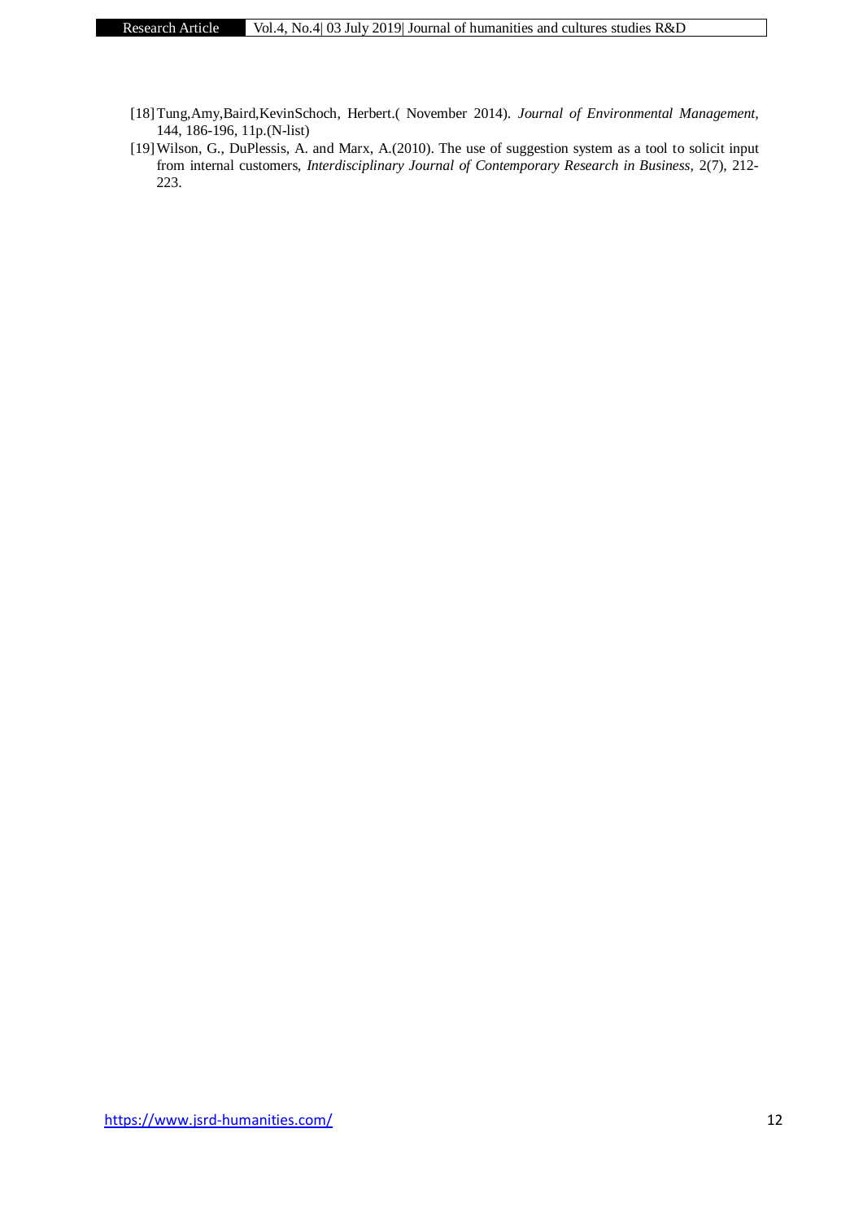[18] Tung,Amy,Baird,KevinSchoch, Herbert.( November 2014). *Journal of Environmental Management,* 144, 186-196, 11p.(N-list)

[19] Wilson, G., DuPlessis, A. and Marx, A.(2010). The use of suggestion system as a tool to solicit input from internal customers, *Interdisciplinary Journal of Contemporary Research in Business*, 2(7), 212-223.